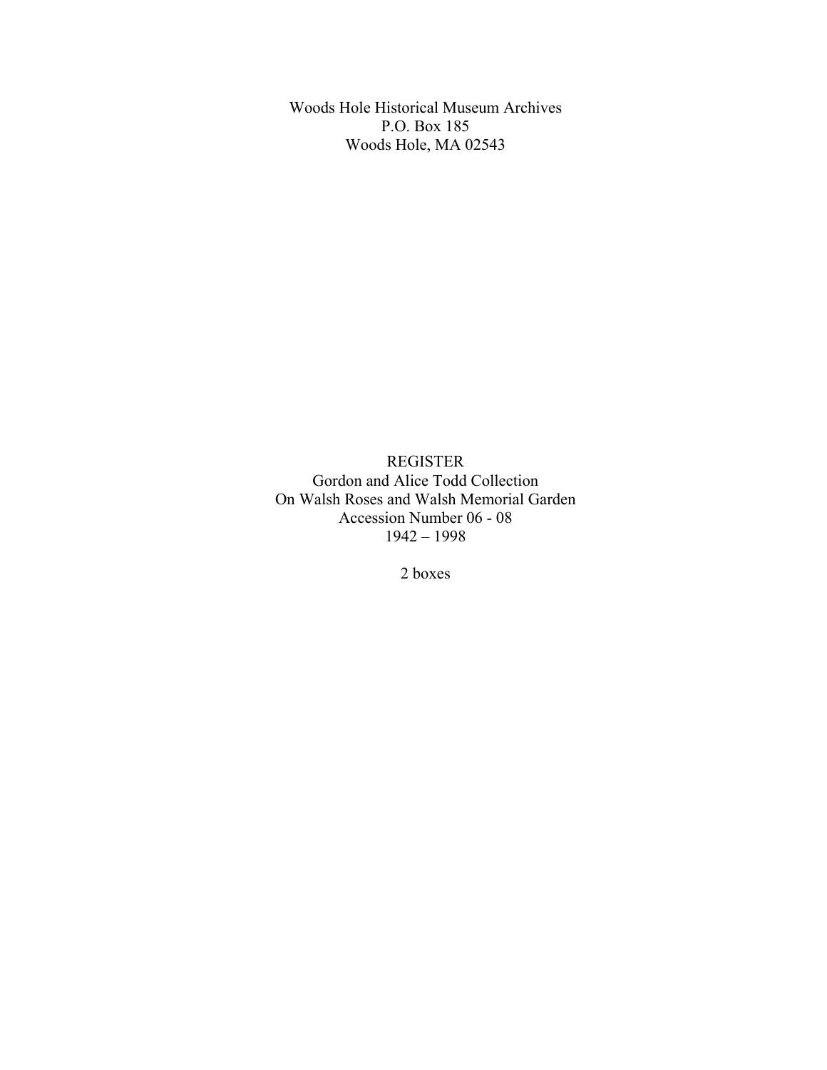Woods Hole Historical Museum Archives
P.O. Box 185
Woods Hole, MA 02543

# REGISTER

Gordon and Alice Todd Collection
On Walsh Roses and Walsh Memorial Garden
Accession Number 06 - 08
1942 – 1998

2 boxes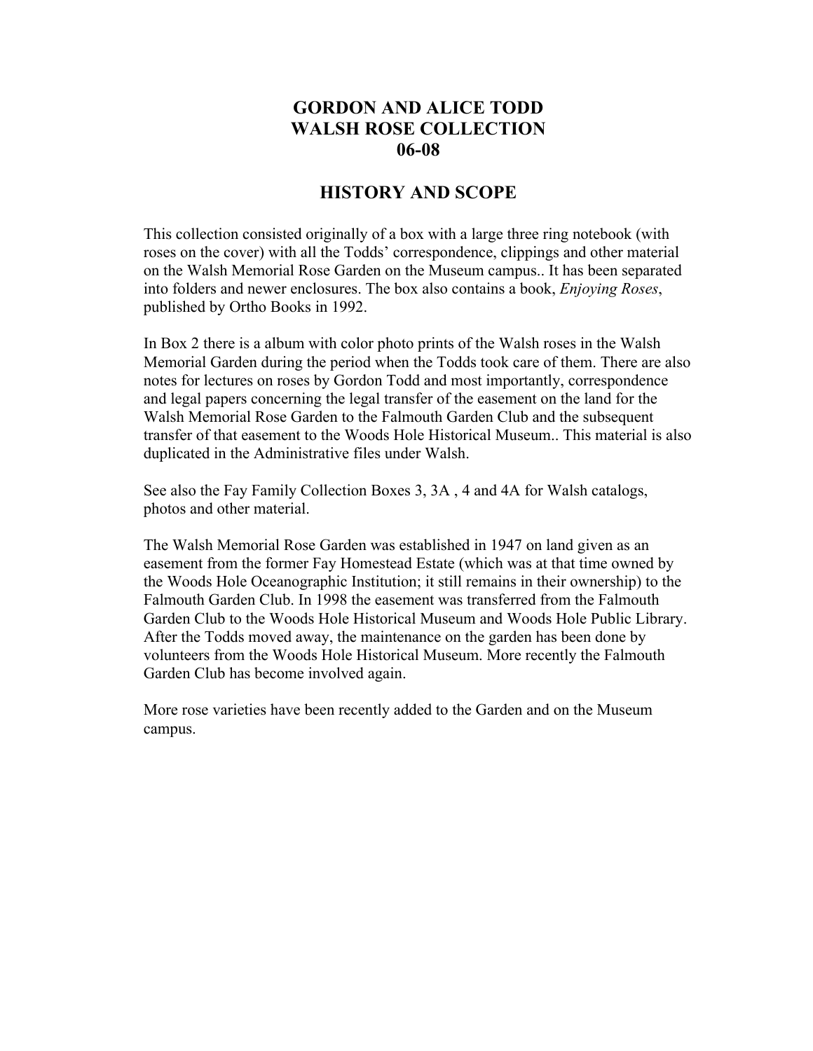# GORDON AND ALICE TODD
# WALSH ROSE COLLECTION
# 06-08

## HISTORY AND SCOPE

This collection consisted originally of a box with a large three ring notebook (with roses on the cover) with all the Todds' correspondence, clippings and other material on the Walsh Memorial Rose Garden on the Museum campus.. It has been separated into folders and newer enclosures. The box also contains a book, *Enjoying Roses*, published by Ortho Books in 1992.

In Box 2 there is a album with color photo prints of the Walsh roses in the Walsh Memorial Garden during the period when the Todds took care of them. There are also notes for lectures on roses by Gordon Todd and most importantly, correspondence and legal papers concerning the legal transfer of the easement on the land for the Walsh Memorial Rose Garden to the Falmouth Garden Club and the subsequent transfer of that easement to the Woods Hole Historical Museum.. This material is also duplicated in the Administrative files under Walsh.

See also the Fay Family Collection Boxes 3, 3A , 4 and 4A for Walsh catalogs, photos and other material.

The Walsh Memorial Rose Garden was established in 1947 on land given as an easement from the former Fay Homestead Estate (which was at that time owned by the Woods Hole Oceanographic Institution; it still remains in their ownership) to the Falmouth Garden Club. In 1998 the easement was transferred from the Falmouth Garden Club to the Woods Hole Historical Museum and Woods Hole Public Library. After the Todds moved away, the maintenance on the garden has been done by volunteers from the Woods Hole Historical Museum. More recently the Falmouth Garden Club has become involved again.

More rose varieties have been recently added to the Garden and on the Museum campus.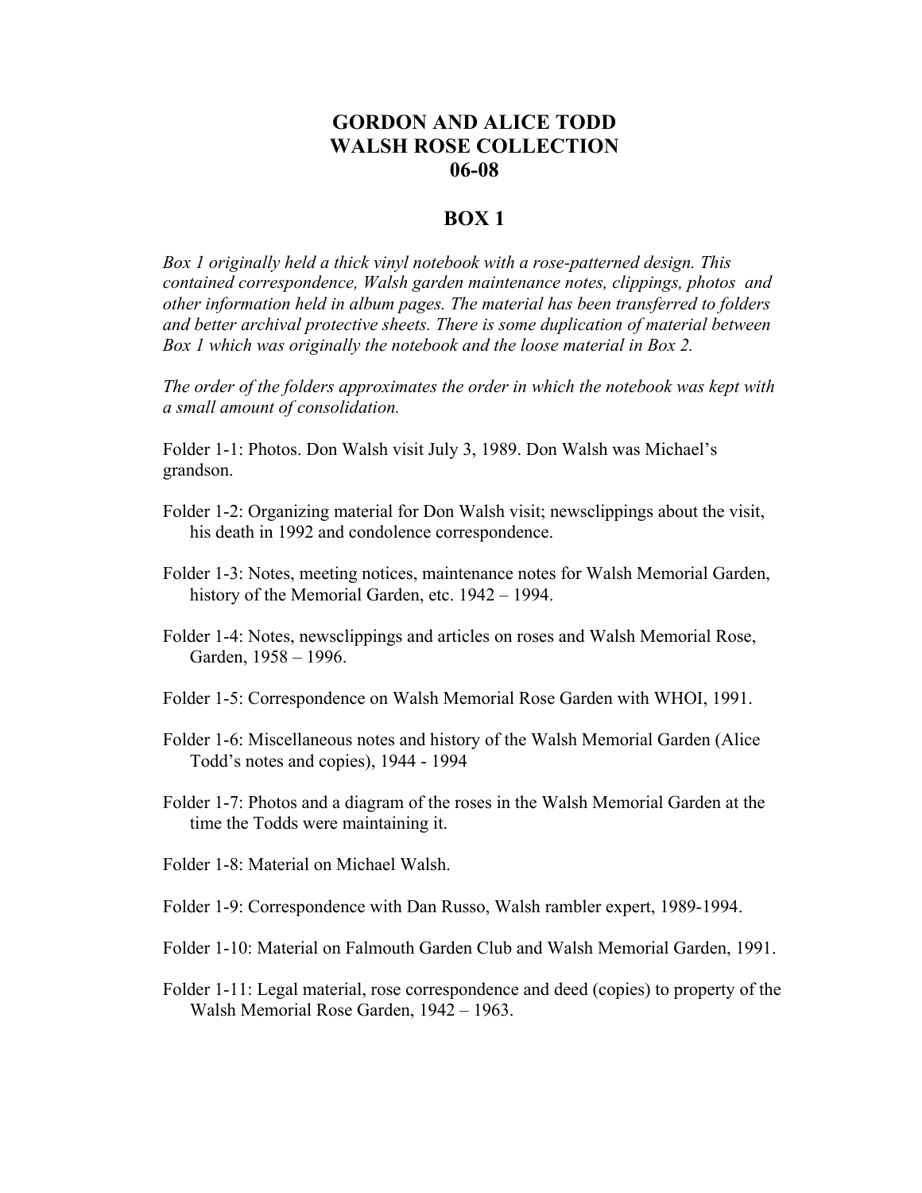# GORDON AND ALICE TODD
# WALSH ROSE COLLECTION
# 06-08

## BOX 1

*Box 1 originally held a thick vinyl notebook with a rose-patterned design. This contained correspondence, Walsh garden maintenance notes, clippings, photos and other information held in album pages. The material has been transferred to folders and better archival protective sheets. There is some duplication of material between Box 1 which was originally the notebook and the loose material in Box 2.*

*The order of the folders approximates the order in which the notebook was kept with a small amount of consolidation.*

Folder 1-1: Photos. Don Walsh visit July 3, 1989. Don Walsh was Michael's grandson.

Folder 1-2: Organizing material for Don Walsh visit; newsclippings about the visit, his death in 1992 and condolence correspondence.

Folder 1-3: Notes, meeting notices, maintenance notes for Walsh Memorial Garden, history of the Memorial Garden, etc. 1942 – 1994.

Folder 1-4: Notes, newsclippings and articles on roses and Walsh Memorial Rose, Garden, 1958 – 1996.

Folder 1-5: Correspondence on Walsh Memorial Rose Garden with WHOI, 1991.

Folder 1-6: Miscellaneous notes and history of the Walsh Memorial Garden (Alice Todd's notes and copies), 1944 - 1994

Folder 1-7: Photos and a diagram of the roses in the Walsh Memorial Garden at the time the Todds were maintaining it.

Folder 1-8: Material on Michael Walsh.

Folder 1-9: Correspondence with Dan Russo, Walsh rambler expert, 1989-1994.

Folder 1-10: Material on Falmouth Garden Club and Walsh Memorial Garden, 1991.

Folder 1-11: Legal material, rose correspondence and deed (copies) to property of the Walsh Memorial Rose Garden, 1942 – 1963.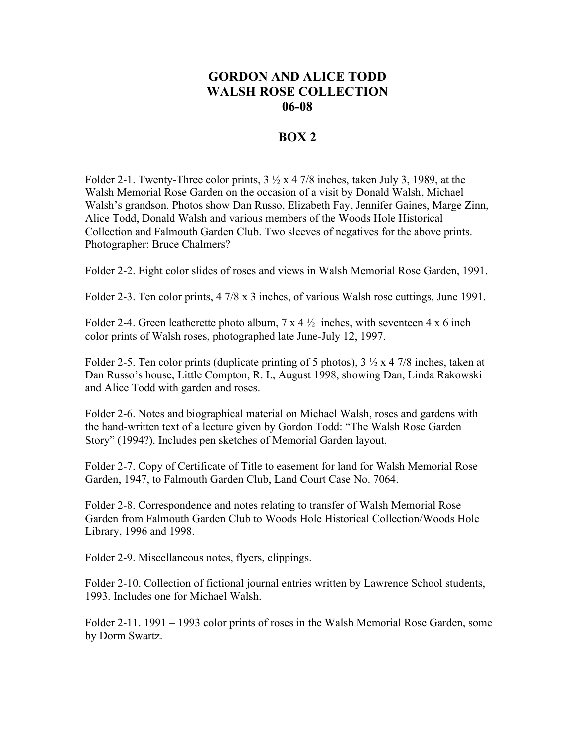# GORDON AND ALICE TODD
# WALSH ROSE COLLECTION
# 06-08

## BOX 2

Folder 2-1. Twenty-Three color prints, 3 ½ x 4 7/8 inches, taken July 3, 1989, at the Walsh Memorial Rose Garden on the occasion of a visit by Donald Walsh, Michael Walsh's grandson. Photos show Dan Russo, Elizabeth Fay, Jennifer Gaines, Marge Zinn, Alice Todd, Donald Walsh and various members of the Woods Hole Historical Collection and Falmouth Garden Club. Two sleeves of negatives for the above prints. Photographer: Bruce Chalmers?

Folder 2-2. Eight color slides of roses and views in Walsh Memorial Rose Garden, 1991.

Folder 2-3. Ten color prints, 4 7/8 x 3 inches, of various Walsh rose cuttings, June 1991.

Folder 2-4. Green leatherette photo album, 7 x 4 ½ inches, with seventeen 4 x 6 inch color prints of Walsh roses, photographed late June-July 12, 1997.

Folder 2-5. Ten color prints (duplicate printing of 5 photos), 3 ½ x 4 7/8 inches, taken at Dan Russo's house, Little Compton, R. I., August 1998, showing Dan, Linda Rakowski and Alice Todd with garden and roses.

Folder 2-6. Notes and biographical material on Michael Walsh, roses and gardens with the hand-written text of a lecture given by Gordon Todd: "The Walsh Rose Garden Story" (1994?). Includes pen sketches of Memorial Garden layout.

Folder 2-7. Copy of Certificate of Title to easement for land for Walsh Memorial Rose Garden, 1947, to Falmouth Garden Club, Land Court Case No. 7064.

Folder 2-8. Correspondence and notes relating to transfer of Walsh Memorial Rose Garden from Falmouth Garden Club to Woods Hole Historical Collection/Woods Hole Library, 1996 and 1998.

Folder 2-9. Miscellaneous notes, flyers, clippings.

Folder 2-10. Collection of fictional journal entries written by Lawrence School students, 1993. Includes one for Michael Walsh.

Folder 2-11. 1991 – 1993 color prints of roses in the Walsh Memorial Rose Garden, some by Dorm Swartz.